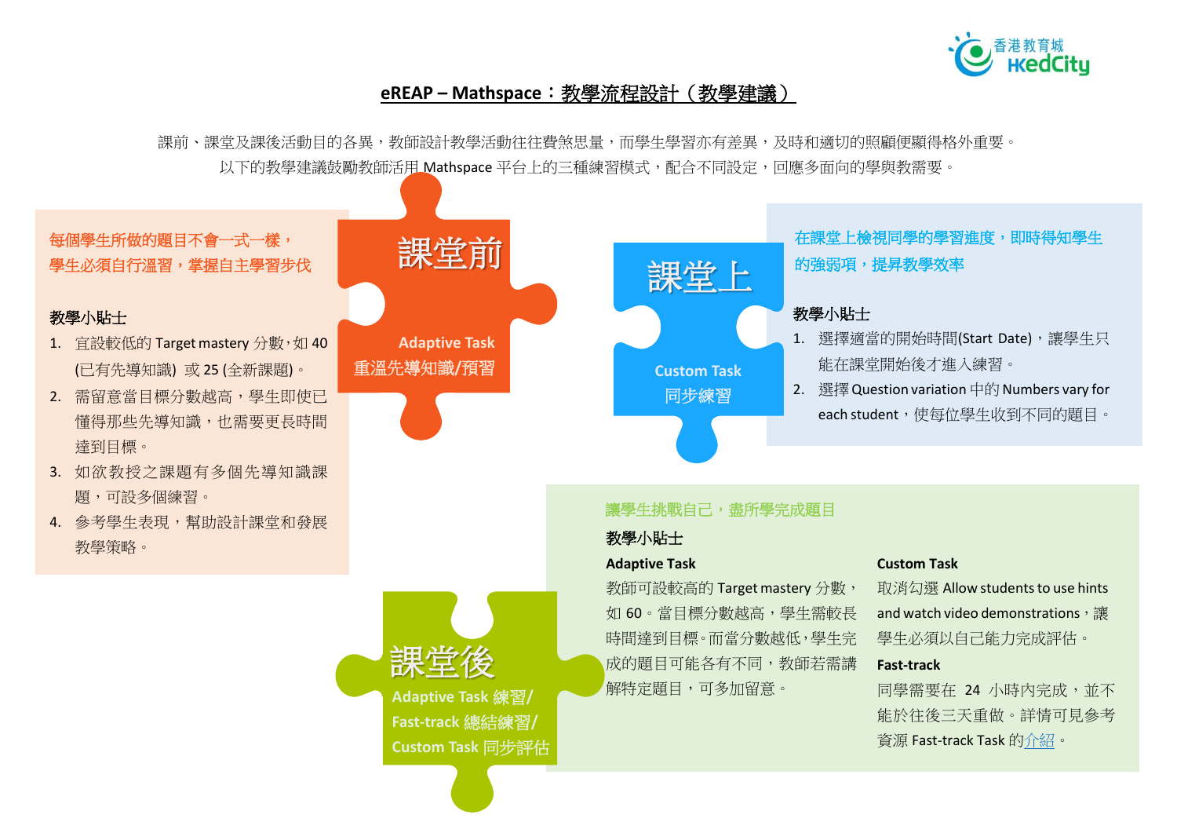# eREAP – Mathspace：教學流程設計（教學建議）

課前、課堂及課後活動目的各異，教師設計教學活動往往費煞思量，而學生學習亦有差異，及時和適切的照顧便顯得格外重要。
以下的教學建議鼓勵教師活用 Mathspace 平台上的三種練習模式，配合不同設定，回應多面向的學與教需要。

## 課堂前

**Adaptive Task**
重溫先導知識/預習

每個學生所做的題目不會一式一樣，
學生必須自行溫習，掌握自主學習步伐

**教學小貼士**

1. 宜設較低的 Target mastery 分數，如 40 (已有先導知識) 或 25 (全新課題)。
2. 需留意當目標分數越高，學生即使已懂得那些先導知識，也需要更長時間達到目標。
3. 如欲教授之課題有多個先導知識課題，可設多個練習。
4. 參考學生表現，幫助設計課堂和發展教學策略。

## 課堂上

**Custom Task**
同步練習

在課堂上檢視同學的學習進度，即時得知學生的強弱項，提昇教學效率

**教學小貼士**

1. 選擇適當的開始時間(Start Date)，讓學生只能在課堂開始後才進入練習。
2. 選擇 Question variation 中的 Numbers vary for each student，使每位學生收到不同的題目。

## 課堂後

Adaptive Task 練習/
Fast-track 總結練習/
Custom Task 同步評估

讓學生挑戰自己，盡所學完成題目

**教學小貼士**

**Adaptive Task**

教師可設較高的 Target mastery 分數，如 60。當目標分數越高，學生需較長時間達到目標。而當分數越低，學生完成的題目可能各有不同，教師若需講解特定題目，可多加留意。

**Custom Task**

取消勾選 Allow students to use hints and watch video demonstrations，讓學生必須以自己能力完成評估。

**Fast-track**

同學需要在 24 小時內完成，並不能於往後三天重做。詳情可見參考資源 Fast-track Task 的介紹。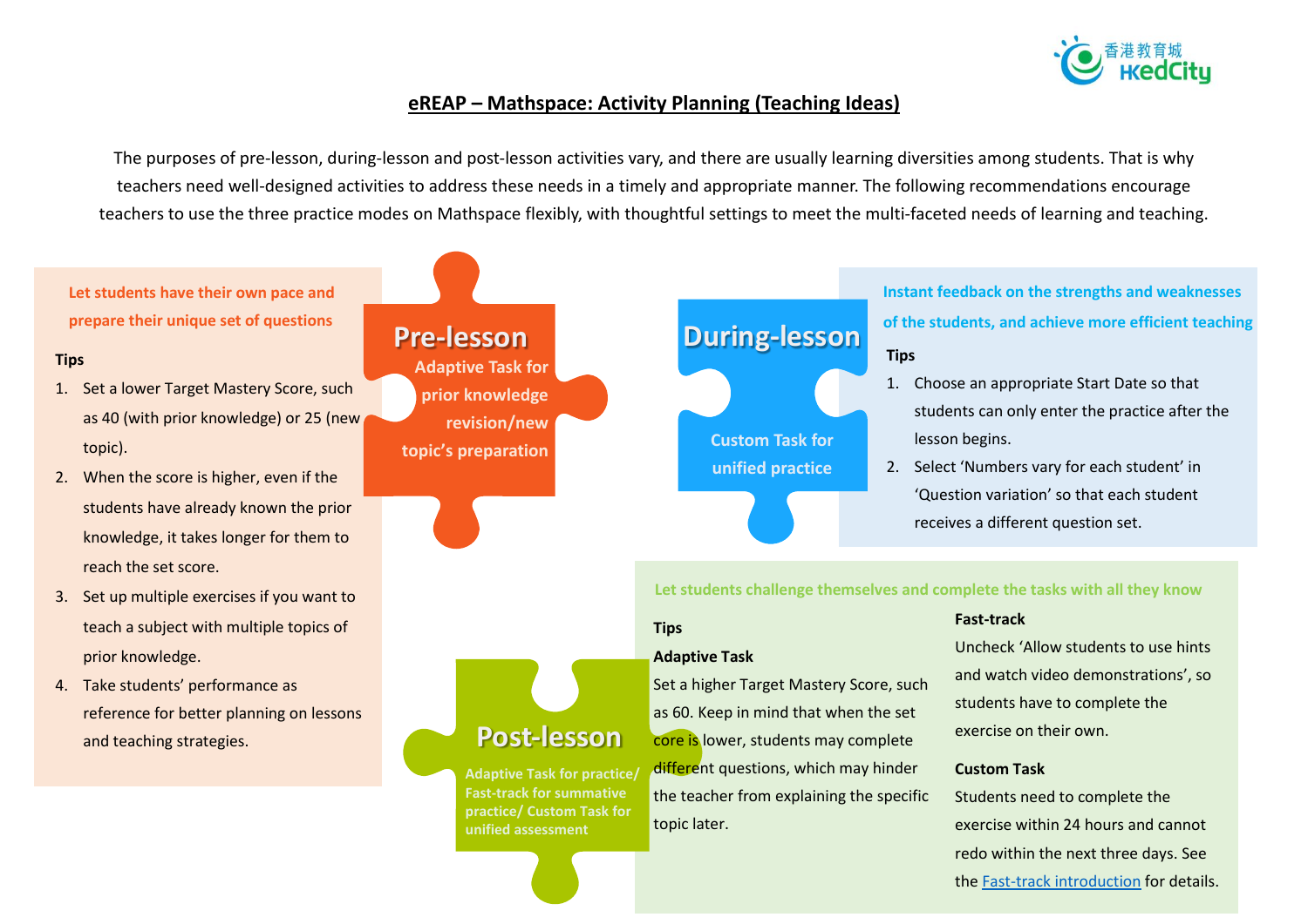## eREAP – Mathspace: Activity Planning (Teaching Ideas)

The purposes of pre-lesson, during-lesson and post-lesson activities vary, and there are usually learning diversities among students. That is why teachers need well-designed activities to address these needs in a timely and appropriate manner. The following recommendations encourage teachers to use the three practice modes on Mathspace flexibly, with thoughtful settings to meet the multi-faceted needs of learning and teaching.

### Pre-lesson

**Adaptive Task for prior knowledge revision/new topic's preparation**

**Let students have their own pace and prepare their unique set of questions**

**Tips**

1. Set a lower Target Mastery Score, such as 40 (with prior knowledge) or 25 (new topic).
2. When the score is higher, even if the students have already known the prior knowledge, it takes longer for them to reach the set score.
3. Set up multiple exercises if you want to teach a subject with multiple topics of prior knowledge.
4. Take students' performance as reference for better planning on lessons and teaching strategies.

### During-lesson

**Custom Task for unified practice**

**Instant feedback on the strengths and weaknesses of the students, and achieve more efficient teaching**

**Tips**

1. Choose an appropriate Start Date so that students can only enter the practice after the lesson begins.
2. Select 'Numbers vary for each student' in 'Question variation' so that each student receives a different question set.

### Post-lesson

**Adaptive Task for practice/ Fast-track for summative practice/ Custom Task for unified assessment**

**Let students challenge themselves and complete the tasks with all they know**

**Tips**

**Adaptive Task**

Set a higher Target Mastery Score, such as 60. Keep in mind that when the set score is lower, students may complete different questions, which may hinder the teacher from explaining the specific topic later.

**Fast-track**

Uncheck 'Allow students to use hints and watch video demonstrations', so students have to complete the exercise on their own.

**Custom Task**

Students need to complete the exercise within 24 hours and cannot redo within the next three days. See the [Fast-track introduction] for details.